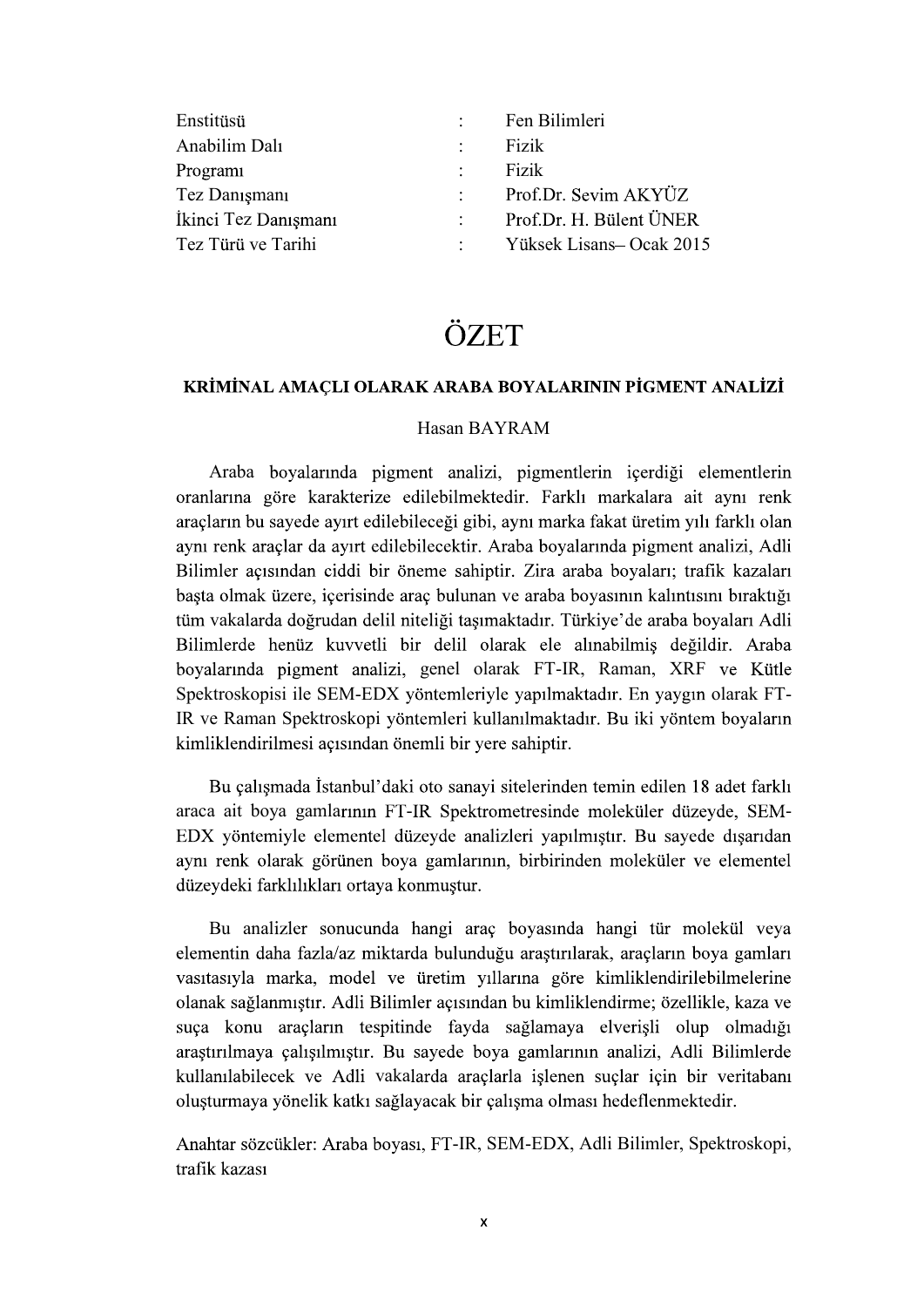| | | |
|---|---|---|
| Enstitüsü | : | Fen Bilimleri |
| Anabilim Dalı | : | Fizik |
| Programı | : | Fizik |
| Tez Danışmanı | : | Prof.Dr. Sevim AKYÜZ |
| İkinci Tez Danışmanı | : | Prof.Dr. H. Bülent ÜNER |
| Tez Türü ve Tarihi | : | Yüksek Lisans– Ocak 2015 |

# ÖZET

**KRİMİNAL AMAÇLI OLARAK ARABA BOYALARININ PİGMENT ANALİZİ**

Hasan BAYRAM

Araba boyalarında pigment analizi, pigmentlerin içerdiği elementlerin oranlarına göre karakterize edilebilmektedir. Farklı markalara ait aynı renk araçların bu sayede ayırt edilebileceği gibi, aynı marka fakat üretim yılı farklı olan aynı renk araçlar da ayırt edilebilecektir. Araba boyalarında pigment analizi, Adli Bilimler açısından ciddi bir öneme sahiptir. Zira araba boyaları; trafik kazaları başta olmak üzere, içerisinde araç bulunan ve araba boyasının kalıntısını bıraktığı tüm vakalarda doğrudan delil niteliği taşımaktadır. Türkiye'de araba boyaları Adli Bilimlerde henüz kuvvetli bir delil olarak ele alınabilmiş değildir. Araba boyalarında pigment analizi, genel olarak FT-IR, Raman, XRF ve Kütle Spektroskopisi ile SEM-EDX yöntemleriyle yapılmaktadır. En yaygın olarak FT-IR ve Raman Spektroskopi yöntemleri kullanılmaktadır. Bu iki yöntem boyaların kimliklendirilmesi açısından önemli bir yere sahiptir.

Bu çalışmada İstanbul'daki oto sanayi sitelerinden temin edilen 18 adet farklı araca ait boya gamlarının FT-IR Spektrometresinde moleküler düzeyde, SEM-EDX yöntemiyle elementel düzeyde analizleri yapılmıştır. Bu sayede dışarıdan aynı renk olarak görünen boya gamlarının, birbirinden moleküler ve elementel düzeydeki farklılıkları ortaya konmuştur.

Bu analizler sonucunda hangi araç boyasında hangi tür molekül veya elementin daha fazla/az miktarda bulunduğu araştırılarak, araçların boya gamları vasıtasıyla marka, model ve üretim yıllarına göre kimliklendirilebilmelerine olanak sağlanmıştır. Adli Bilimler açısından bu kimliklendirme; özellikle, kaza ve suça konu araçların tespitinde fayda sağlamaya elverişli olup olmadığı araştırılmaya çalışılmıştır. Bu sayede boya gamlarının analizi, Adli Bilimlerde kullanılabilecek ve Adli vakalarda araçlarla işlenen suçlar için bir veritabanı oluşturmaya yönelik katkı sağlayacak bir çalışma olması hedeflenmektedir.

Anahtar sözcükler: Araba boyası, FT-IR, SEM-EDX, Adli Bilimler, Spektroskopi, trafik kazası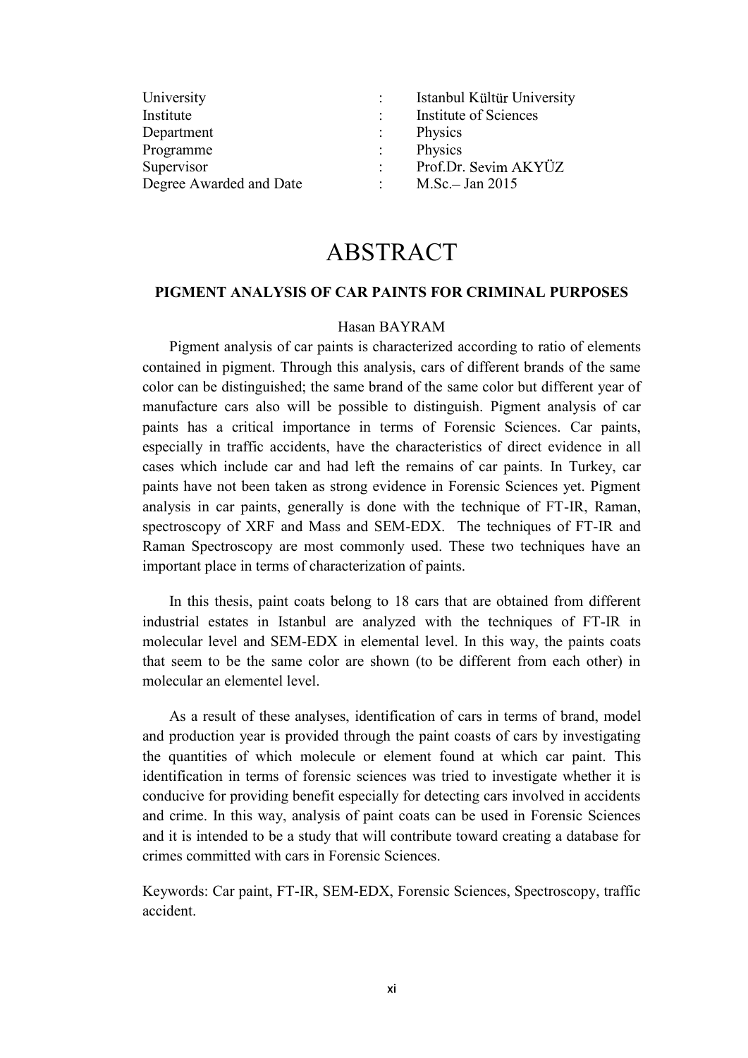| | | |
|---|---|---|
| University | : | Istanbul Kültür University |
| Institute | : | Institute of Sciences |
| Department | : | Physics |
| Programme | : | Physics |
| Supervisor | : | Prof.Dr. Sevim AKYÜZ |
| Degree Awarded and Date | : | M.Sc.– Jan 2015 |

# ABSTRACT

**PIGMENT ANALYSIS OF CAR PAINTS FOR CRIMINAL PURPOSES**

Hasan BAYRAM

Pigment analysis of car paints is characterized according to ratio of elements contained in pigment. Through this analysis, cars of different brands of the same color can be distinguished; the same brand of the same color but different year of manufacture cars also will be possible to distinguish. Pigment analysis of car paints has a critical importance in terms of Forensic Sciences. Car paints, especially in traffic accidents, have the characteristics of direct evidence in all cases which include car and had left the remains of car paints. In Turkey, car paints have not been taken as strong evidence in Forensic Sciences yet. Pigment analysis in car paints, generally is done with the technique of FT-IR, Raman, spectroscopy of XRF and Mass and SEM-EDX. The techniques of FT-IR and Raman Spectroscopy are most commonly used. These two techniques have an important place in terms of characterization of paints.

In this thesis, paint coats belong to 18 cars that are obtained from different industrial estates in Istanbul are analyzed with the techniques of FT-IR in molecular level and SEM-EDX in elemental level. In this way, the paints coats that seem to be the same color are shown (to be different from each other) in molecular an elementel level.

As a result of these analyses, identification of cars in terms of brand, model and production year is provided through the paint coasts of cars by investigating the quantities of which molecule or element found at which car paint. This identification in terms of forensic sciences was tried to investigate whether it is conducive for providing benefit especially for detecting cars involved in accidents and crime. In this way, analysis of paint coats can be used in Forensic Sciences and it is intended to be a study that will contribute toward creating a database for crimes committed with cars in Forensic Sciences.

Keywords: Car paint, FT-IR, SEM-EDX, Forensic Sciences, Spectroscopy, traffic accident.